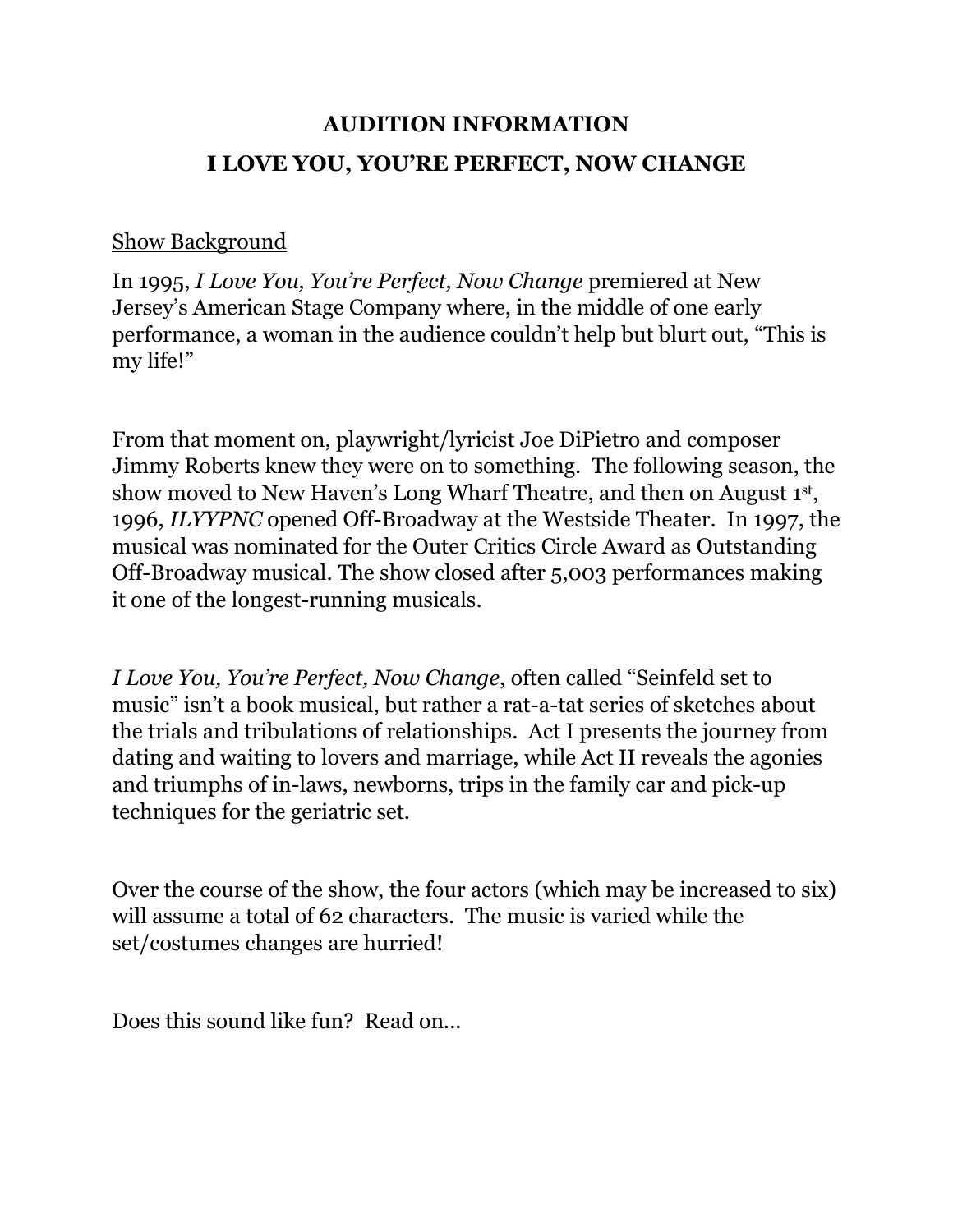# AUDITION INFORMATION

# I LOVE YOU, YOU'RE PERFECT, NOW CHANGE

<u>Show Background</u>

In 1995, *I Love You, You're Perfect, Now Change* premiered at New Jersey's American Stage Company where, in the middle of one early performance, a woman in the audience couldn't help but blurt out, "This is my life!"

From that moment on, playwright/lyricist Joe DiPietro and composer Jimmy Roberts knew they were on to something. The following season, the show moved to New Haven's Long Wharf Theatre, and then on August 1st, 1996, *ILYYPNC* opened Off-Broadway at the Westside Theater. In 1997, the musical was nominated for the Outer Critics Circle Award as Outstanding Off-Broadway musical. The show closed after 5,003 performances making it one of the longest-running musicals.

*I Love You, You're Perfect, Now Change*, often called "Seinfeld set to music" isn't a book musical, but rather a rat-a-tat series of sketches about the trials and tribulations of relationships. Act I presents the journey from dating and waiting to lovers and marriage, while Act II reveals the agonies and triumphs of in-laws, newborns, trips in the family car and pick-up techniques for the geriatric set.

Over the course of the show, the four actors (which may be increased to six) will assume a total of 62 characters. The music is varied while the set/costumes changes are hurried!

Does this sound like fun? Read on…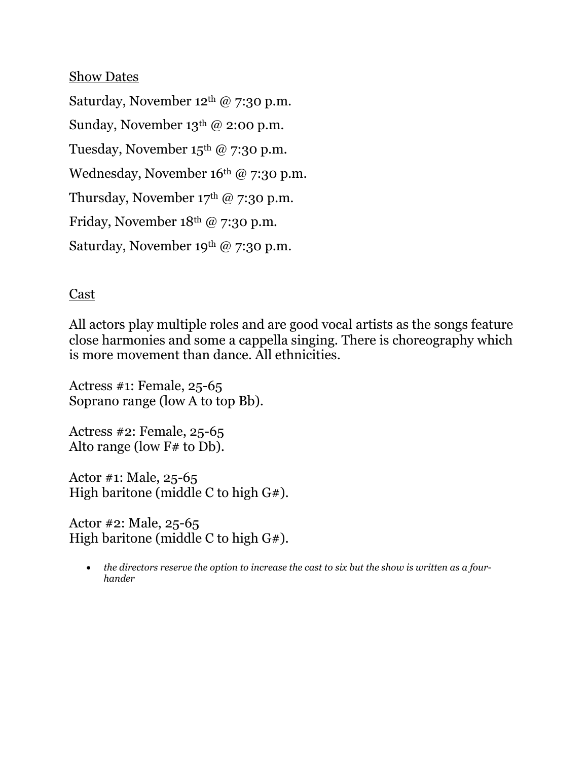<u>Show Dates</u>

Saturday, November 12th @ 7:30 p.m.

Sunday, November 13th @ 2:00 p.m.

Tuesday, November 15th @ 7:30 p.m.

Wednesday, November 16th @ 7:30 p.m.

Thursday, November 17th @ 7:30 p.m.

Friday, November 18th @ 7:30 p.m.

Saturday, November 19th @ 7:30 p.m.

<u>Cast</u>

All actors play multiple roles and are good vocal artists as the songs feature close harmonies and some a cappella singing. There is choreography which is more movement than dance. All ethnicities.

Actress #1: Female, 25-65
Soprano range (low A to top Bb).

Actress #2: Female, 25-65
Alto range (low F# to Db).

Actor #1: Male, 25-65
High baritone (middle C to high G#).

Actor #2: Male, 25-65
High baritone (middle C to high G#).

- *the directors reserve the option to increase the cast to six but the show is written as a four-hander*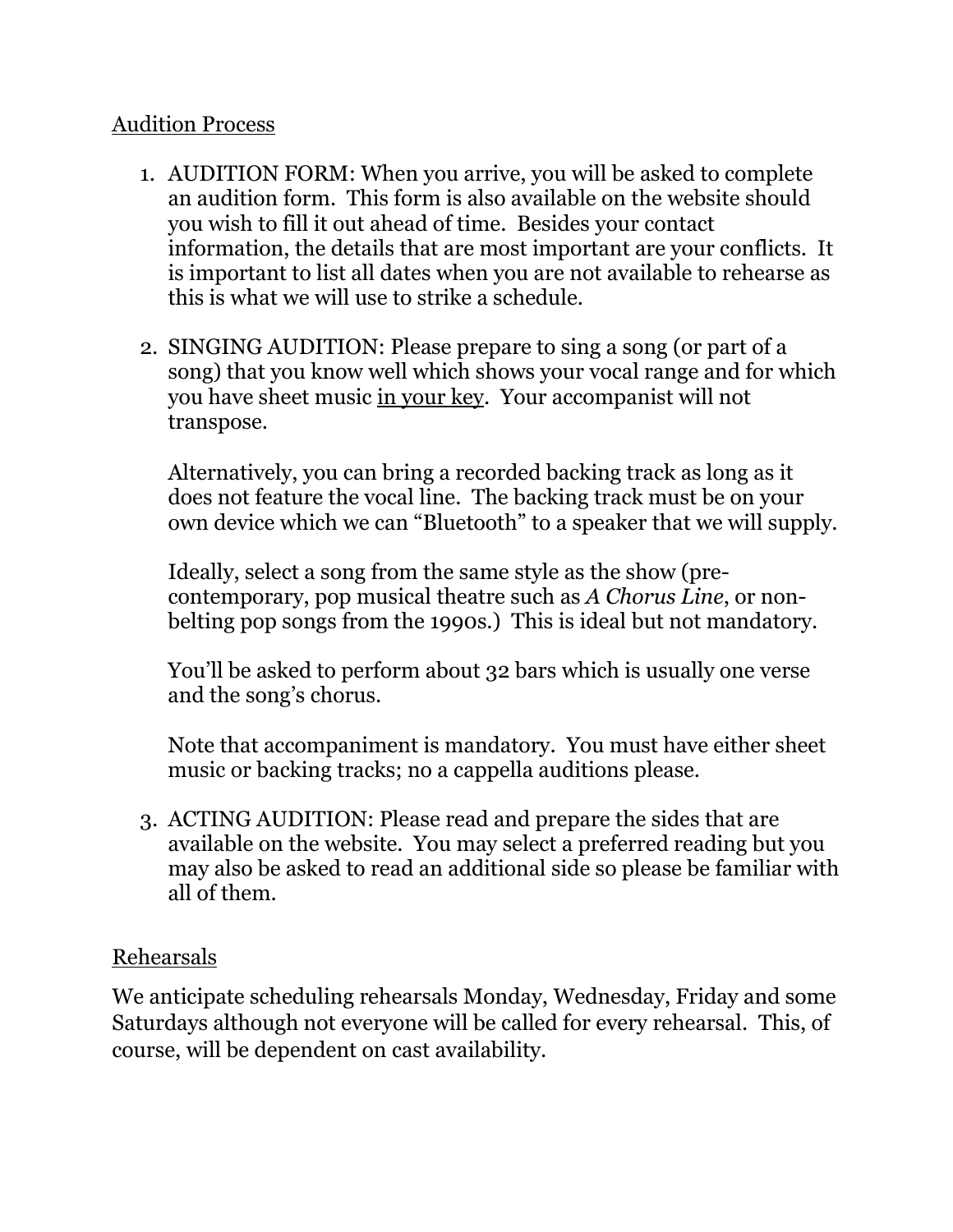<u>Audition Process</u>

1. AUDITION FORM: When you arrive, you will be asked to complete an audition form. This form is also available on the website should you wish to fill it out ahead of time. Besides your contact information, the details that are most important are your conflicts. It is important to list all dates when you are not available to rehearse as this is what we will use to strike a schedule.

2. SINGING AUDITION: Please prepare to sing a song (or part of a song) that you know well which shows your vocal range and for which you have sheet music <u>in your key</u>. Your accompanist will not transpose.

   Alternatively, you can bring a recorded backing track as long as it does not feature the vocal line. The backing track must be on your own device which we can "Bluetooth" to a speaker that we will supply.

   Ideally, select a song from the same style as the show (pre-contemporary, pop musical theatre such as *A Chorus Line*, or non-belting pop songs from the 1990s.) This is ideal but not mandatory.

   You'll be asked to perform about 32 bars which is usually one verse and the song's chorus.

   Note that accompaniment is mandatory. You must have either sheet music or backing tracks; no a cappella auditions please.

3. ACTING AUDITION: Please read and prepare the sides that are available on the website. You may select a preferred reading but you may also be asked to read an additional side so please be familiar with all of them.

<u>Rehearsals</u>

We anticipate scheduling rehearsals Monday, Wednesday, Friday and some Saturdays although not everyone will be called for every rehearsal. This, of course, will be dependent on cast availability.